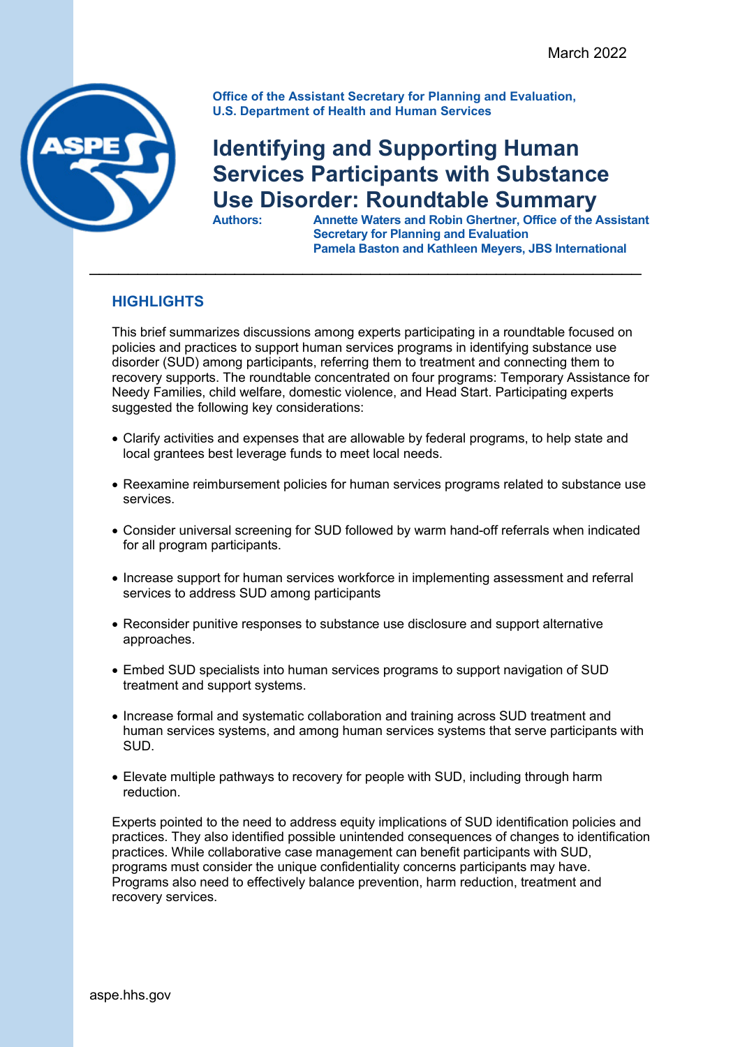March 2022

**Office of the Assistant Secretary for Planning and Evaluation, U.S. Department of Health and Human Services**

# Identifying and Supporting Human Services Participants with Substance Use Disorder: Roundtable Summary

**Authors:** Annette Waters and Robin Ghertner, Office of the Assistant Secretary for Planning and Evaluation
Pamela Baston and Kathleen Meyers, JBS International

---

## HIGHLIGHTS

This brief summarizes discussions among experts participating in a roundtable focused on policies and practices to support human services programs in identifying substance use disorder (SUD) among participants, referring them to treatment and connecting them to recovery supports. The roundtable concentrated on four programs: Temporary Assistance for Needy Families, child welfare, domestic violence, and Head Start. Participating experts suggested the following key considerations:

- Clarify activities and expenses that are allowable by federal programs, to help state and local grantees best leverage funds to meet local needs.
- Reexamine reimbursement policies for human services programs related to substance use services.
- Consider universal screening for SUD followed by warm hand-off referrals when indicated for all program participants.
- Increase support for human services workforce in implementing assessment and referral services to address SUD among participants
- Reconsider punitive responses to substance use disclosure and support alternative approaches.
- Embed SUD specialists into human services programs to support navigation of SUD treatment and support systems.
- Increase formal and systematic collaboration and training across SUD treatment and human services systems, and among human services systems that serve participants with SUD.
- Elevate multiple pathways to recovery for people with SUD, including through harm reduction.

Experts pointed to the need to address equity implications of SUD identification policies and practices. They also identified possible unintended consequences of changes to identification practices. While collaborative case management can benefit participants with SUD, programs must consider the unique confidentiality concerns participants may have. Programs also need to effectively balance prevention, harm reduction, treatment and recovery services.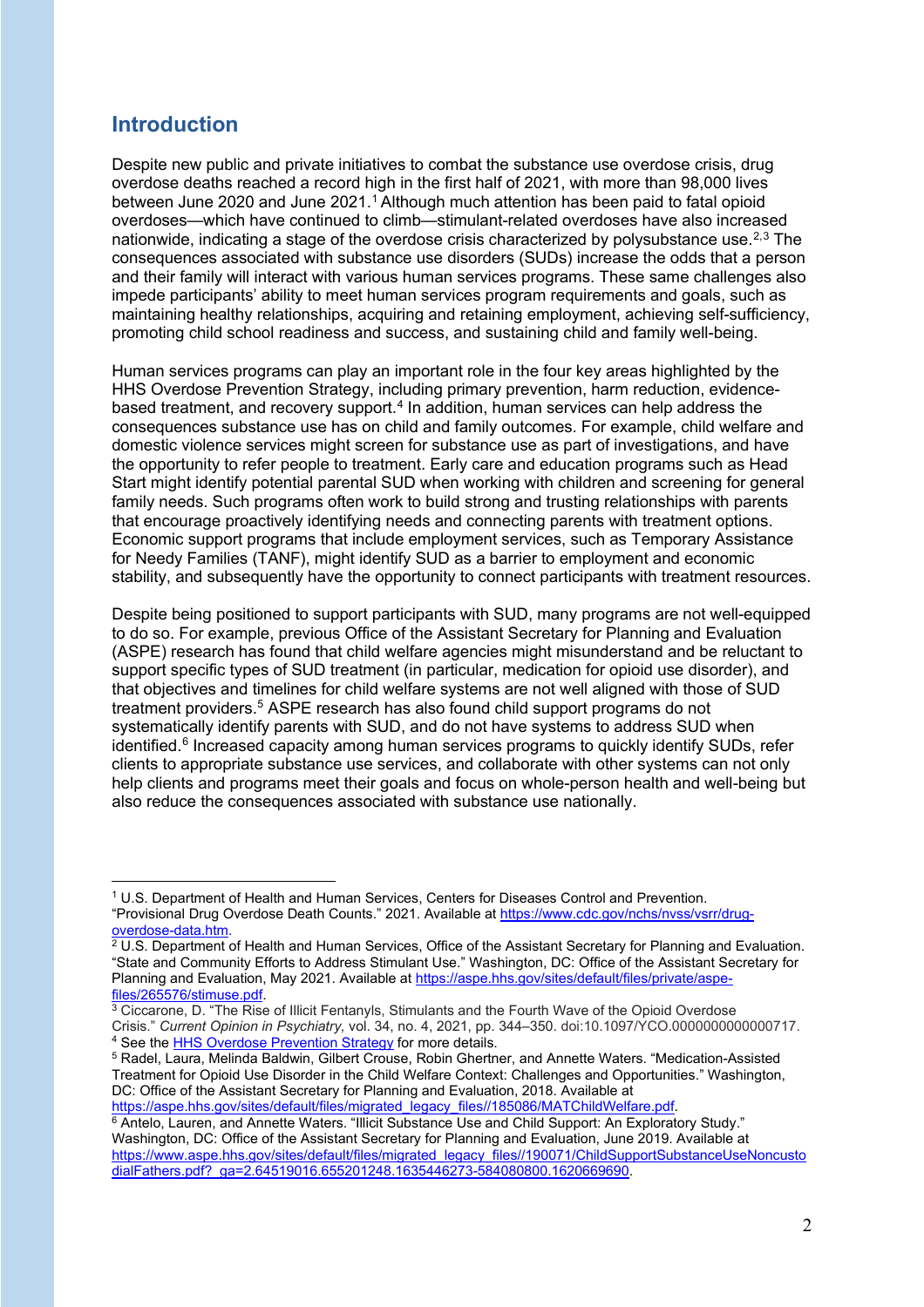## Introduction

Despite new public and private initiatives to combat the substance use overdose crisis, drug overdose deaths reached a record high in the first half of 2021, with more than 98,000 lives between June 2020 and June 2021.[1] Although much attention has been paid to fatal opioid overdoses—which have continued to climb—stimulant-related overdoses have also increased nationwide, indicating a stage of the overdose crisis characterized by polysubstance use.[2,3] The consequences associated with substance use disorders (SUDs) increase the odds that a person and their family will interact with various human services programs. These same challenges also impede participants' ability to meet human services program requirements and goals, such as maintaining healthy relationships, acquiring and retaining employment, achieving self-sufficiency, promoting child school readiness and success, and sustaining child and family well-being.

Human services programs can play an important role in the four key areas highlighted by the HHS Overdose Prevention Strategy, including primary prevention, harm reduction, evidence-based treatment, and recovery support.[4] In addition, human services can help address the consequences substance use has on child and family outcomes. For example, child welfare and domestic violence services might screen for substance use as part of investigations, and have the opportunity to refer people to treatment. Early care and education programs such as Head Start might identify potential parental SUD when working with children and screening for general family needs. Such programs often work to build strong and trusting relationships with parents that encourage proactively identifying needs and connecting parents with treatment options. Economic support programs that include employment services, such as Temporary Assistance for Needy Families (TANF), might identify SUD as a barrier to employment and economic stability, and subsequently have the opportunity to connect participants with treatment resources.

Despite being positioned to support participants with SUD, many programs are not well-equipped to do so. For example, previous Office of the Assistant Secretary for Planning and Evaluation (ASPE) research has found that child welfare agencies might misunderstand and be reluctant to support specific types of SUD treatment (in particular, medication for opioid use disorder), and that objectives and timelines for child welfare systems are not well aligned with those of SUD treatment providers.[5] ASPE research has also found child support programs do not systematically identify parents with SUD, and do not have systems to address SUD when identified.[6] Increased capacity among human services programs to quickly identify SUDs, refer clients to appropriate substance use services, and collaborate with other systems can not only help clients and programs meet their goals and focus on whole-person health and well-being but also reduce the consequences associated with substance use nationally.

---

[1] U.S. Department of Health and Human Services, Centers for Diseases Control and Prevention. "Provisional Drug Overdose Death Counts." 2021. Available at https://www.cdc.gov/nchs/nvss/vsrr/drug-overdose-data.htm.

[2] U.S. Department of Health and Human Services, Office of the Assistant Secretary for Planning and Evaluation. "State and Community Efforts to Address Stimulant Use." Washington, DC: Office of the Assistant Secretary for Planning and Evaluation, May 2021. Available at https://aspe.hhs.gov/sites/default/files/private/aspe-files/265576/stimuse.pdf.

[3] Ciccarone, D. "The Rise of Illicit Fentanyls, Stimulants and the Fourth Wave of the Opioid Overdose Crisis." *Current Opinion in Psychiatry,* vol. 34, no. 4, 2021, pp. 344–350. doi:10.1097/YCO.0000000000000717.

[4] See the HHS Overdose Prevention Strategy for more details.

[5] Radel, Laura, Melinda Baldwin, Gilbert Crouse, Robin Ghertner, and Annette Waters. "Medication-Assisted Treatment for Opioid Use Disorder in the Child Welfare Context: Challenges and Opportunities." Washington, DC: Office of the Assistant Secretary for Planning and Evaluation, 2018. Available at https://aspe.hhs.gov/sites/default/files/migrated_legacy_files//185086/MATChildWelfare.pdf.

[6] Antelo, Lauren, and Annette Waters. "Illicit Substance Use and Child Support: An Exploratory Study." Washington, DC: Office of the Assistant Secretary for Planning and Evaluation, June 2019. Available at https://www.aspe.hhs.gov/sites/default/files/migrated_legacy_files//190071/ChildSupportSubstanceUseNoncustodialFathers.pdf?_ga=2.64519016.655201248.1635446273-584080800.1620669690.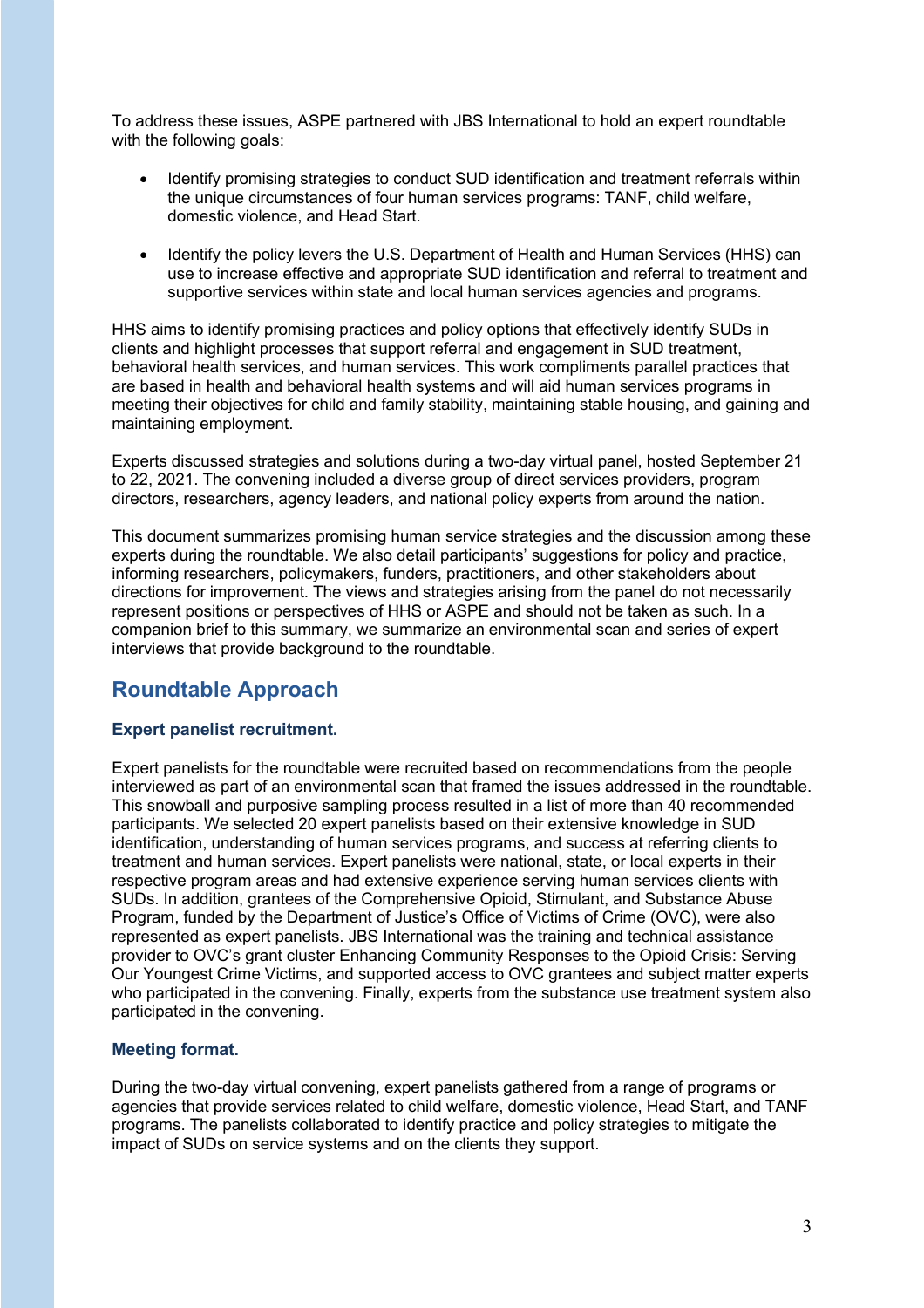To address these issues, ASPE partnered with JBS International to hold an expert roundtable with the following goals:

- Identify promising strategies to conduct SUD identification and treatment referrals within the unique circumstances of four human services programs: TANF, child welfare, domestic violence, and Head Start.
- Identify the policy levers the U.S. Department of Health and Human Services (HHS) can use to increase effective and appropriate SUD identification and referral to treatment and supportive services within state and local human services agencies and programs.

HHS aims to identify promising practices and policy options that effectively identify SUDs in clients and highlight processes that support referral and engagement in SUD treatment, behavioral health services, and human services. This work compliments parallel practices that are based in health and behavioral health systems and will aid human services programs in meeting their objectives for child and family stability, maintaining stable housing, and gaining and maintaining employment.

Experts discussed strategies and solutions during a two-day virtual panel, hosted September 21 to 22, 2021. The convening included a diverse group of direct services providers, program directors, researchers, agency leaders, and national policy experts from around the nation.

This document summarizes promising human service strategies and the discussion among these experts during the roundtable. We also detail participants' suggestions for policy and practice, informing researchers, policymakers, funders, practitioners, and other stakeholders about directions for improvement. The views and strategies arising from the panel do not necessarily represent positions or perspectives of HHS or ASPE and should not be taken as such. In a companion brief to this summary, we summarize an environmental scan and series of expert interviews that provide background to the roundtable.

## Roundtable Approach

### Expert panelist recruitment.

Expert panelists for the roundtable were recruited based on recommendations from the people interviewed as part of an environmental scan that framed the issues addressed in the roundtable. This snowball and purposive sampling process resulted in a list of more than 40 recommended participants. We selected 20 expert panelists based on their extensive knowledge in SUD identification, understanding of human services programs, and success at referring clients to treatment and human services. Expert panelists were national, state, or local experts in their respective program areas and had extensive experience serving human services clients with SUDs. In addition, grantees of the Comprehensive Opioid, Stimulant, and Substance Abuse Program, funded by the Department of Justice's Office of Victims of Crime (OVC), were also represented as expert panelists. JBS International was the training and technical assistance provider to OVC's grant cluster Enhancing Community Responses to the Opioid Crisis: Serving Our Youngest Crime Victims, and supported access to OVC grantees and subject matter experts who participated in the convening. Finally, experts from the substance use treatment system also participated in the convening.

### Meeting format.

During the two-day virtual convening, expert panelists gathered from a range of programs or agencies that provide services related to child welfare, domestic violence, Head Start, and TANF programs. The panelists collaborated to identify practice and policy strategies to mitigate the impact of SUDs on service systems and on the clients they support.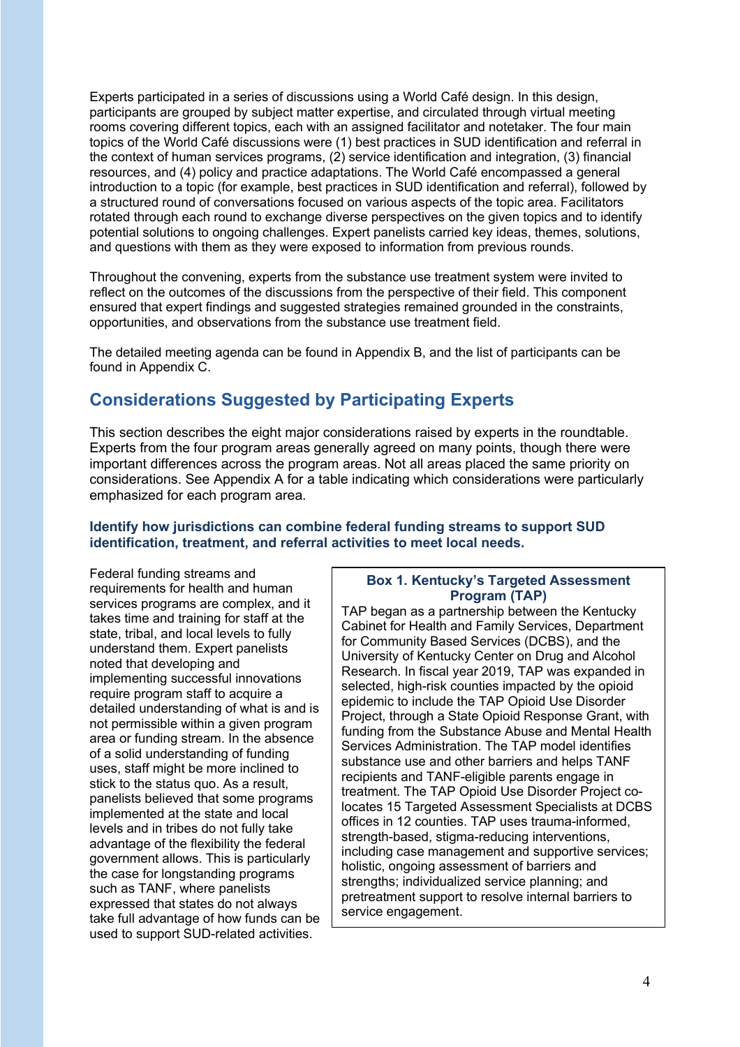Experts participated in a series of discussions using a World Café design. In this design, participants are grouped by subject matter expertise, and circulated through virtual meeting rooms covering different topics, each with an assigned facilitator and notetaker. The four main topics of the World Café discussions were (1) best practices in SUD identification and referral in the context of human services programs, (2) service identification and integration, (3) financial resources, and (4) policy and practice adaptations. The World Café encompassed a general introduction to a topic (for example, best practices in SUD identification and referral), followed by a structured round of conversations focused on various aspects of the topic area. Facilitators rotated through each round to exchange diverse perspectives on the given topics and to identify potential solutions to ongoing challenges. Expert panelists carried key ideas, themes, solutions, and questions with them as they were exposed to information from previous rounds.

Throughout the convening, experts from the substance use treatment system were invited to reflect on the outcomes of the discussions from the perspective of their field. This component ensured that expert findings and suggested strategies remained grounded in the constraints, opportunities, and observations from the substance use treatment field.

The detailed meeting agenda can be found in Appendix B, and the list of participants can be found in Appendix C.

## Considerations Suggested by Participating Experts

This section describes the eight major considerations raised by experts in the roundtable. Experts from the four program areas generally agreed on many points, though there were important differences across the program areas. Not all areas placed the same priority on considerations. See Appendix A for a table indicating which considerations were particularly emphasized for each program area.

### Identify how jurisdictions can combine federal funding streams to support SUD identification, treatment, and referral activities to meet local needs.

Federal funding streams and requirements for health and human services programs are complex, and it takes time and training for staff at the state, tribal, and local levels to fully understand them. Expert panelists noted that developing and implementing successful innovations require program staff to acquire a detailed understanding of what is and is not permissible within a given program area or funding stream. In the absence of a solid understanding of funding uses, staff might be more inclined to stick to the status quo. As a result, panelists believed that some programs implemented at the state and local levels and in tribes do not fully take advantage of the flexibility the federal government allows. This is particularly the case for longstanding programs such as TANF, where panelists expressed that states do not always take full advantage of how funds can be used to support SUD-related activities.

> **Box 1. Kentucky's Targeted Assessment Program (TAP)**
>
> TAP began as a partnership between the Kentucky Cabinet for Health and Family Services, Department for Community Based Services (DCBS), and the University of Kentucky Center on Drug and Alcohol Research. In fiscal year 2019, TAP was expanded in selected, high-risk counties impacted by the opioid epidemic to include the TAP Opioid Use Disorder Project, through a State Opioid Response Grant, with funding from the Substance Abuse and Mental Health Services Administration. The TAP model identifies substance use and other barriers and helps TANF recipients and TANF-eligible parents engage in treatment. The TAP Opioid Use Disorder Project co-locates 15 Targeted Assessment Specialists at DCBS offices in 12 counties. TAP uses trauma-informed, strength-based, stigma-reducing interventions, including case management and supportive services; holistic, ongoing assessment of barriers and strengths; individualized service planning; and pretreatment support to resolve internal barriers to service engagement.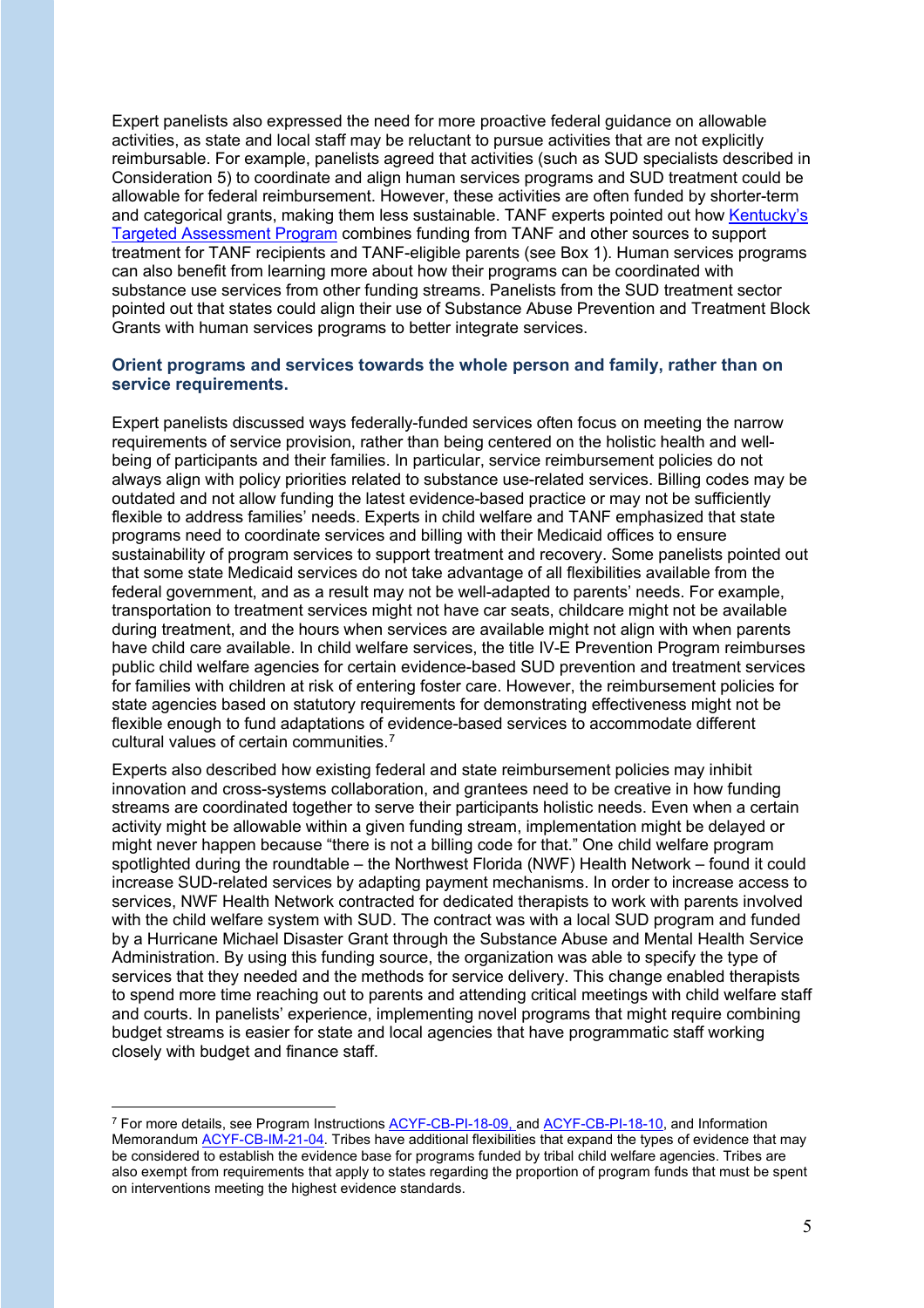Expert panelists also expressed the need for more proactive federal guidance on allowable activities, as state and local staff may be reluctant to pursue activities that are not explicitly reimbursable. For example, panelists agreed that activities (such as SUD specialists described in Consideration 5) to coordinate and align human services programs and SUD treatment could be allowable for federal reimbursement. However, these activities are often funded by shorter-term and categorical grants, making them less sustainable. TANF experts pointed out how Kentucky's Targeted Assessment Program combines funding from TANF and other sources to support treatment for TANF recipients and TANF-eligible parents (see Box 1). Human services programs can also benefit from learning more about how their programs can be coordinated with substance use services from other funding streams. Panelists from the SUD treatment sector pointed out that states could align their use of Substance Abuse Prevention and Treatment Block Grants with human services programs to better integrate services.

### Orient programs and services towards the whole person and family, rather than on service requirements.

Expert panelists discussed ways federally-funded services often focus on meeting the narrow requirements of service provision, rather than being centered on the holistic health and well-being of participants and their families. In particular, service reimbursement policies do not always align with policy priorities related to substance use-related services. Billing codes may be outdated and not allow funding the latest evidence-based practice or may not be sufficiently flexible to address families' needs. Experts in child welfare and TANF emphasized that state programs need to coordinate services and billing with their Medicaid offices to ensure sustainability of program services to support treatment and recovery. Some panelists pointed out that some state Medicaid services do not take advantage of all flexibilities available from the federal government, and as a result may not be well-adapted to parents' needs. For example, transportation to treatment services might not have car seats, childcare might not be available during treatment, and the hours when services are available might not align with when parents have child care available. In child welfare services, the title IV-E Prevention Program reimburses public child welfare agencies for certain evidence-based SUD prevention and treatment services for families with children at risk of entering foster care. However, the reimbursement policies for state agencies based on statutory requirements for demonstrating effectiveness might not be flexible enough to fund adaptations of evidence-based services to accommodate different cultural values of certain communities.[7]

Experts also described how existing federal and state reimbursement policies may inhibit innovation and cross-systems collaboration, and grantees need to be creative in how funding streams are coordinated together to serve their participants holistic needs. Even when a certain activity might be allowable within a given funding stream, implementation might be delayed or might never happen because "there is not a billing code for that." One child welfare program spotlighted during the roundtable – the Northwest Florida (NWF) Health Network – found it could increase SUD-related services by adapting payment mechanisms. In order to increase access to services, NWF Health Network contracted for dedicated therapists to work with parents involved with the child welfare system with SUD. The contract was with a local SUD program and funded by a Hurricane Michael Disaster Grant through the Substance Abuse and Mental Health Service Administration. By using this funding source, the organization was able to specify the type of services that they needed and the methods for service delivery. This change enabled therapists to spend more time reaching out to parents and attending critical meetings with child welfare staff and courts. In panelists' experience, implementing novel programs that might require combining budget streams is easier for state and local agencies that have programmatic staff working closely with budget and finance staff.

---

[7] For more details, see Program Instructions ACYF-CB-PI-18-09, and ACYF-CB-PI-18-10, and Information Memorandum ACYF-CB-IM-21-04. Tribes have additional flexibilities that expand the types of evidence that may be considered to establish the evidence base for programs funded by tribal child welfare agencies. Tribes are also exempt from requirements that apply to states regarding the proportion of program funds that must be spent on interventions meeting the highest evidence standards.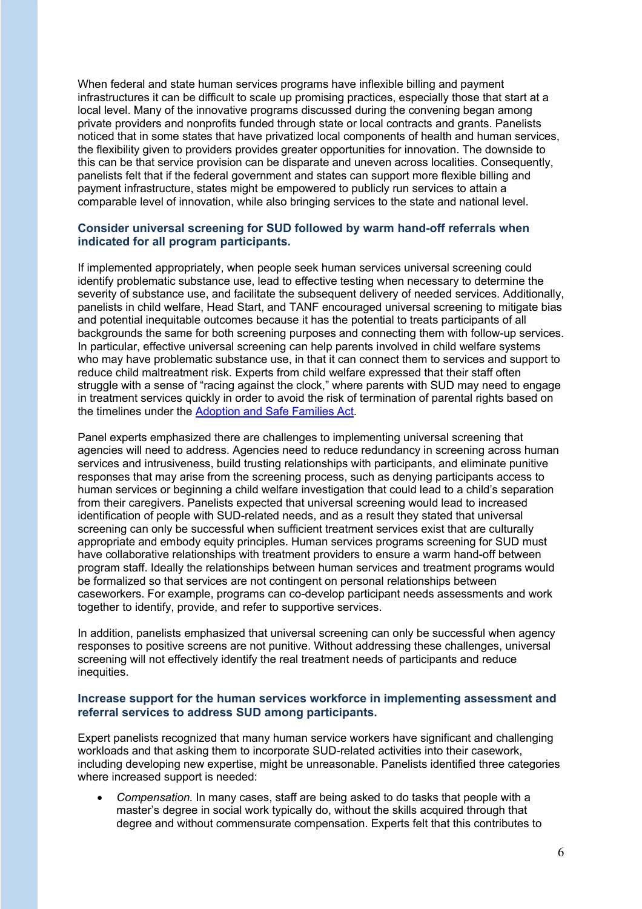When federal and state human services programs have inflexible billing and payment infrastructures it can be difficult to scale up promising practices, especially those that start at a local level. Many of the innovative programs discussed during the convening began among private providers and nonprofits funded through state or local contracts and grants. Panelists noticed that in some states that have privatized local components of health and human services, the flexibility given to providers provides greater opportunities for innovation. The downside to this can be that service provision can be disparate and uneven across localities. Consequently, panelists felt that if the federal government and states can support more flexible billing and payment infrastructure, states might be empowered to publicly run services to attain a comparable level of innovation, while also bringing services to the state and national level.

### Consider universal screening for SUD followed by warm hand-off referrals when indicated for all program participants.

If implemented appropriately, when people seek human services universal screening could identify problematic substance use, lead to effective testing when necessary to determine the severity of substance use, and facilitate the subsequent delivery of needed services. Additionally, panelists in child welfare, Head Start, and TANF encouraged universal screening to mitigate bias and potential inequitable outcomes because it has the potential to treats participants of all backgrounds the same for both screening purposes and connecting them with follow-up services. In particular, effective universal screening can help parents involved in child welfare systems who may have problematic substance use, in that it can connect them to services and support to reduce child maltreatment risk. Experts from child welfare expressed that their staff often struggle with a sense of "racing against the clock," where parents with SUD may need to engage in treatment services quickly in order to avoid the risk of termination of parental rights based on the timelines under the [Adoption and Safe Families Act](#).

Panel experts emphasized there are challenges to implementing universal screening that agencies will need to address. Agencies need to reduce redundancy in screening across human services and intrusiveness, build trusting relationships with participants, and eliminate punitive responses that may arise from the screening process, such as denying participants access to human services or beginning a child welfare investigation that could lead to a child's separation from their caregivers. Panelists expected that universal screening would lead to increased identification of people with SUD-related needs, and as a result they stated that universal screening can only be successful when sufficient treatment services exist that are culturally appropriate and embody equity principles. Human services programs screening for SUD must have collaborative relationships with treatment providers to ensure a warm hand-off between program staff. Ideally the relationships between human services and treatment programs would be formalized so that services are not contingent on personal relationships between caseworkers. For example, programs can co-develop participant needs assessments and work together to identify, provide, and refer to supportive services.

In addition, panelists emphasized that universal screening can only be successful when agency responses to positive screens are not punitive. Without addressing these challenges, universal screening will not effectively identify the real treatment needs of participants and reduce inequities.

### Increase support for the human services workforce in implementing assessment and referral services to address SUD among participants.

Expert panelists recognized that many human service workers have significant and challenging workloads and that asking them to incorporate SUD-related activities into their casework, including developing new expertise, might be unreasonable. Panelists identified three categories where increased support is needed:

- *Compensation.* In many cases, staff are being asked to do tasks that people with a master's degree in social work typically do, without the skills acquired through that degree and without commensurate compensation. Experts felt that this contributes to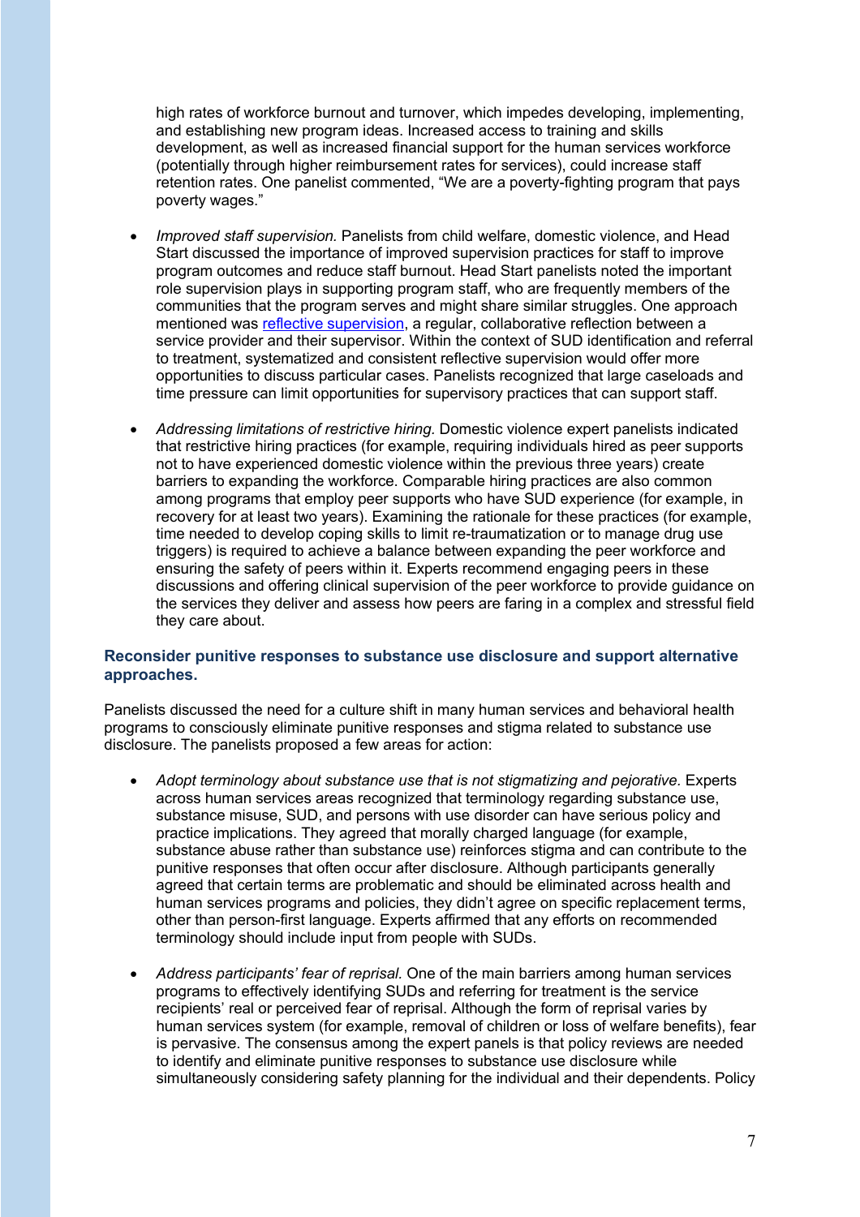high rates of workforce burnout and turnover, which impedes developing, implementing, and establishing new program ideas. Increased access to training and skills development, as well as increased financial support for the human services workforce (potentially through higher reimbursement rates for services), could increase staff retention rates. One panelist commented, “We are a poverty-fighting program that pays poverty wages.”

- *Improved staff supervision.* Panelists from child welfare, domestic violence, and Head Start discussed the importance of improved supervision practices for staff to improve program outcomes and reduce staff burnout. Head Start panelists noted the important role supervision plays in supporting program staff, who are frequently members of the communities that the program serves and might share similar struggles. One approach mentioned was reflective supervision, a regular, collaborative reflection between a service provider and their supervisor. Within the context of SUD identification and referral to treatment, systematized and consistent reflective supervision would offer more opportunities to discuss particular cases. Panelists recognized that large caseloads and time pressure can limit opportunities for supervisory practices that can support staff.

- *Addressing limitations of restrictive hiring.* Domestic violence expert panelists indicated that restrictive hiring practices (for example, requiring individuals hired as peer supports not to have experienced domestic violence within the previous three years) create barriers to expanding the workforce. Comparable hiring practices are also common among programs that employ peer supports who have SUD experience (for example, in recovery for at least two years). Examining the rationale for these practices (for example, time needed to develop coping skills to limit re-traumatization or to manage drug use triggers) is required to achieve a balance between expanding the peer workforce and ensuring the safety of peers within it. Experts recommend engaging peers in these discussions and offering clinical supervision of the peer workforce to provide guidance on the services they deliver and assess how peers are faring in a complex and stressful field they care about.

### Reconsider punitive responses to substance use disclosure and support alternative approaches.

Panelists discussed the need for a culture shift in many human services and behavioral health programs to consciously eliminate punitive responses and stigma related to substance use disclosure. The panelists proposed a few areas for action:

- *Adopt terminology about substance use that is not stigmatizing and pejorative.* Experts across human services areas recognized that terminology regarding substance use, substance misuse, SUD, and persons with use disorder can have serious policy and practice implications. They agreed that morally charged language (for example, substance abuse rather than substance use) reinforces stigma and can contribute to the punitive responses that often occur after disclosure. Although participants generally agreed that certain terms are problematic and should be eliminated across health and human services programs and policies, they didn’t agree on specific replacement terms, other than person-first language. Experts affirmed that any efforts on recommended terminology should include input from people with SUDs.

- *Address participants’ fear of reprisal.* One of the main barriers among human services programs to effectively identifying SUDs and referring for treatment is the service recipients’ real or perceived fear of reprisal. Although the form of reprisal varies by human services system (for example, removal of children or loss of welfare benefits), fear is pervasive. The consensus among the expert panels is that policy reviews are needed to identify and eliminate punitive responses to substance use disclosure while simultaneously considering safety planning for the individual and their dependents. Policy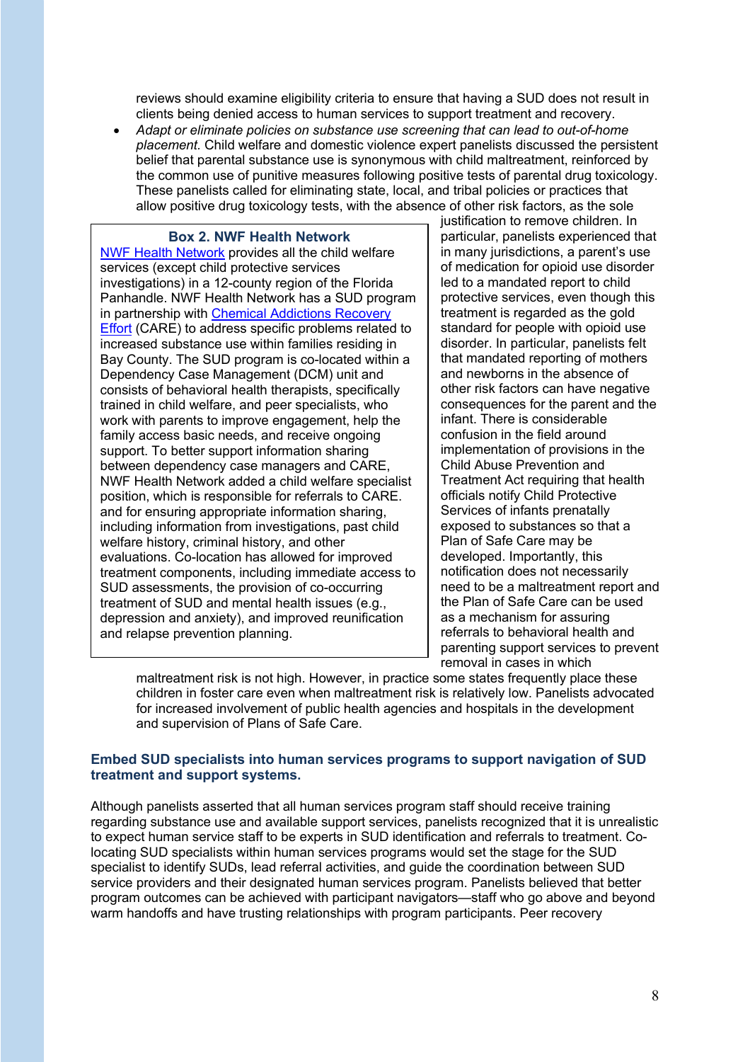reviews should examine eligibility criteria to ensure that having a SUD does not result in clients being denied access to human services to support treatment and recovery.

- *Adapt or eliminate policies on substance use screening that can lead to out-of-home placement.* Child welfare and domestic violence expert panelists discussed the persistent belief that parental substance use is synonymous with child maltreatment, reinforced by the common use of punitive measures following positive tests of parental drug toxicology. These panelists called for eliminating state, local, and tribal policies or practices that allow positive drug toxicology tests, with the absence of other risk factors, as the sole justification to remove children. In particular, panelists experienced that in many jurisdictions, a parent's use of medication for opioid use disorder led to a mandated report to child protective services, even though this treatment is regarded as the gold standard for people with opioid use disorder. In particular, panelists felt that mandated reporting of mothers and newborns in the absence of other risk factors can have negative consequences for the parent and the infant. There is considerable confusion in the field around implementation of provisions in the Child Abuse Prevention and Treatment Act requiring that health officials notify Child Protective Services of infants prenatally exposed to substances so that a Plan of Safe Care may be developed. Importantly, this notification does not necessarily need to be a maltreatment report and the Plan of Safe Care can be used as a mechanism for assuring referrals to behavioral health and parenting support services to prevent removal in cases in which maltreatment risk is not high. However, in practice some states frequently place these children in foster care even when maltreatment risk is relatively low. Panelists advocated for increased involvement of public health agencies and hospitals in the development and supervision of Plans of Safe Care.

> **Box 2. NWF Health Network**
>
> NWF Health Network provides all the child welfare services (except child protective services investigations) in a 12-county region of the Florida Panhandle. NWF Health Network has a SUD program in partnership with Chemical Addictions Recovery Effort (CARE) to address specific problems related to increased substance use within families residing in Bay County. The SUD program is co-located within a Dependency Case Management (DCM) unit and consists of behavioral health therapists, specifically trained in child welfare, and peer specialists, who work with parents to improve engagement, help the family access basic needs, and receive ongoing support. To better support information sharing between dependency case managers and CARE, NWF Health Network added a child welfare specialist position, which is responsible for referrals to CARE. and for ensuring appropriate information sharing, including information from investigations, past child welfare history, criminal history, and other evaluations. Co-location has allowed for improved treatment components, including immediate access to SUD assessments, the provision of co-occurring treatment of SUD and mental health issues (e.g., depression and anxiety), and improved reunification and relapse prevention planning.

### Embed SUD specialists into human services programs to support navigation of SUD treatment and support systems.

Although panelists asserted that all human services program staff should receive training regarding substance use and available support services, panelists recognized that it is unrealistic to expect human service staff to be experts in SUD identification and referrals to treatment. Co-locating SUD specialists within human services programs would set the stage for the SUD specialist to identify SUDs, lead referral activities, and guide the coordination between SUD service providers and their designated human services program. Panelists believed that better program outcomes can be achieved with participant navigators—staff who go above and beyond warm handoffs and have trusting relationships with program participants. Peer recovery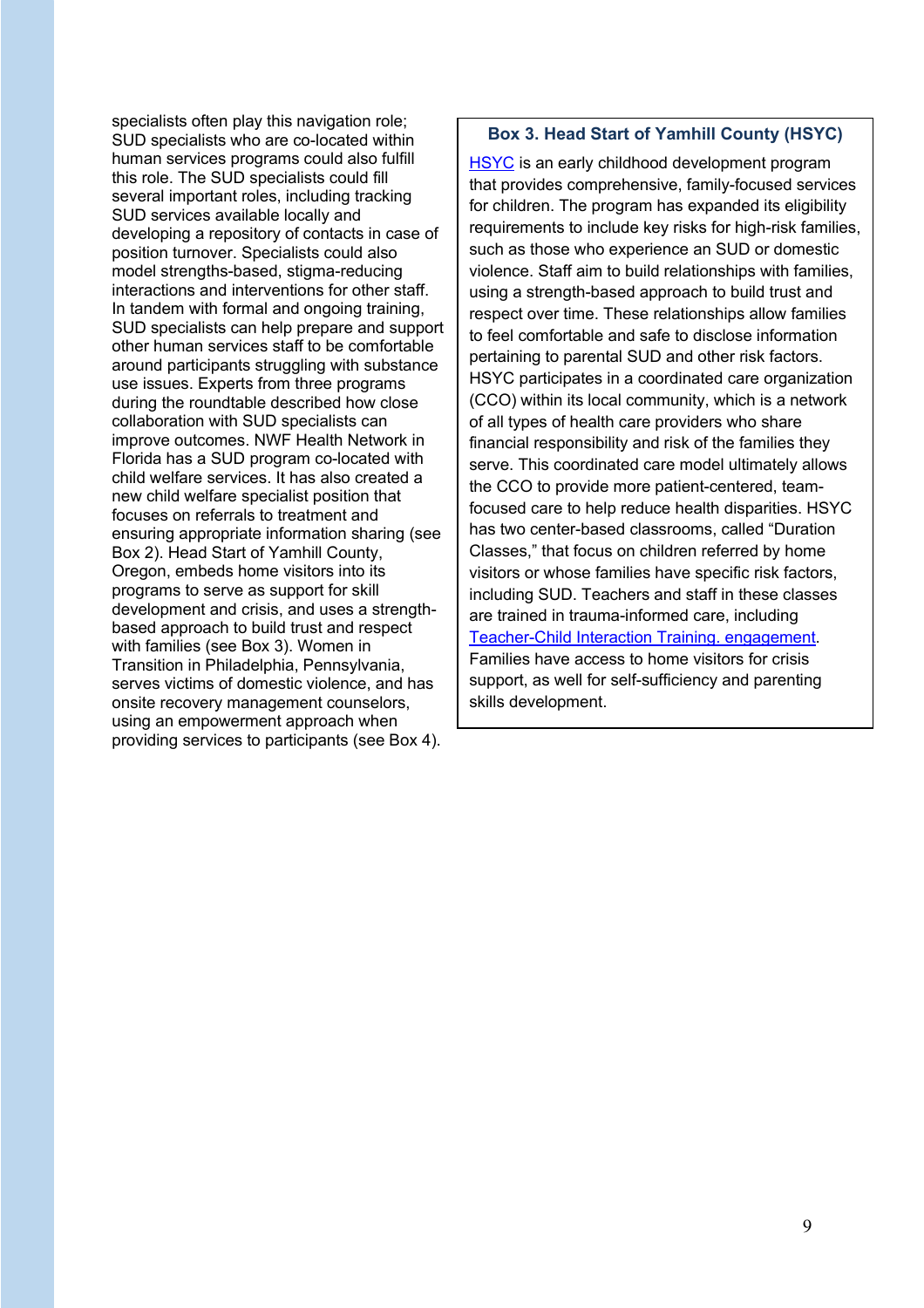specialists often play this navigation role; SUD specialists who are co-located within human services programs could also fulfill this role. The SUD specialists could fill several important roles, including tracking SUD services available locally and developing a repository of contacts in case of position turnover. Specialists could also model strengths-based, stigma-reducing interactions and interventions for other staff. In tandem with formal and ongoing training, SUD specialists can help prepare and support other human services staff to be comfortable around participants struggling with substance use issues. Experts from three programs during the roundtable described how close collaboration with SUD specialists can improve outcomes. NWF Health Network in Florida has a SUD program co-located with child welfare services. It has also created a new child welfare specialist position that focuses on referrals to treatment and ensuring appropriate information sharing (see Box 2). Head Start of Yamhill County, Oregon, embeds home visitors into its programs to serve as support for skill development and crisis, and uses a strength-based approach to build trust and respect with families (see Box 3). Women in Transition in Philadelphia, Pennsylvania, serves victims of domestic violence, and has onsite recovery management counselors, using an empowerment approach when providing services to participants (see Box 4).

### Box 3. Head Start of Yamhill County (HSYC)

HSYC is an early childhood development program that provides comprehensive, family-focused services for children. The program has expanded its eligibility requirements to include key risks for high-risk families, such as those who experience an SUD or domestic violence. Staff aim to build relationships with families, using a strength-based approach to build trust and respect over time. These relationships allow families to feel comfortable and safe to disclose information pertaining to parental SUD and other risk factors. HSYC participates in a coordinated care organization (CCO) within its local community, which is a network of all types of health care providers who share financial responsibility and risk of the families they serve. This coordinated care model ultimately allows the CCO to provide more patient-centered, team-focused care to help reduce health disparities. HSYC has two center-based classrooms, called "Duration Classes," that focus on children referred by home visitors or whose families have specific risk factors, including SUD. Teachers and staff in these classes are trained in trauma-informed care, including Teacher-Child Interaction Training. engagement. Families have access to home visitors for crisis support, as well for self-sufficiency and parenting skills development.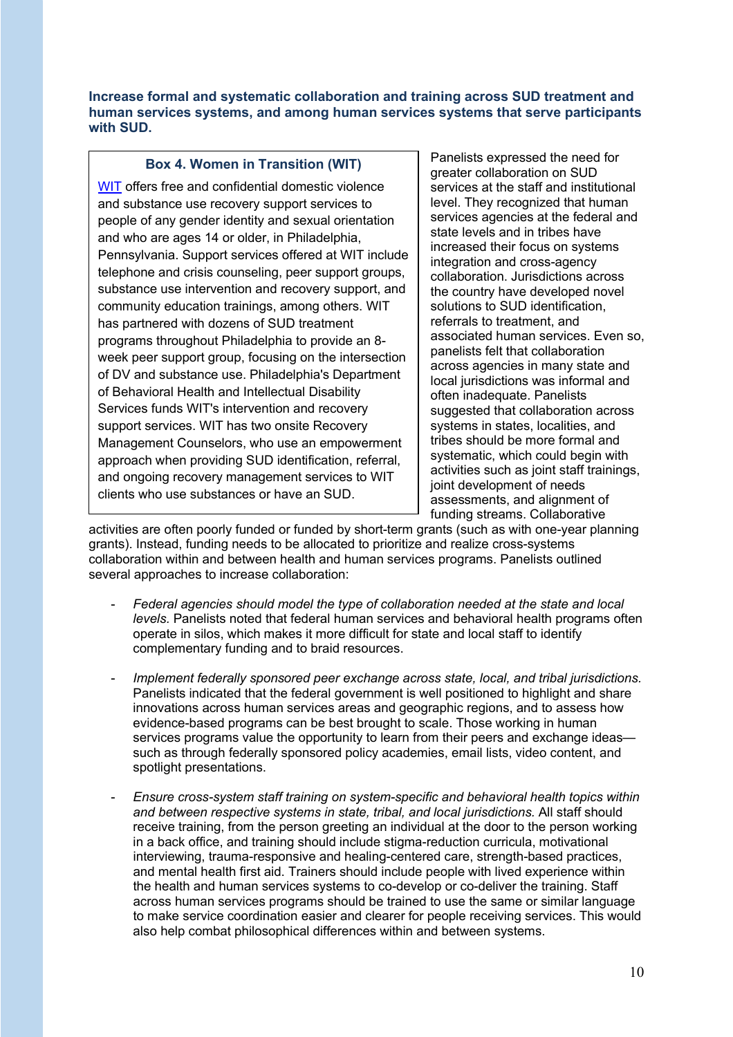**Increase formal and systematic collaboration and training across SUD treatment and human services systems, and among human services systems that serve participants with SUD.**

> **Box 4. Women in Transition (WIT)**
>
> WIT offers free and confidential domestic violence and substance use recovery support services to people of any gender identity and sexual orientation and who are ages 14 or older, in Philadelphia, Pennsylvania. Support services offered at WIT include telephone and crisis counseling, peer support groups, substance use intervention and recovery support, and community education trainings, among others. WIT has partnered with dozens of SUD treatment programs throughout Philadelphia to provide an 8-week peer support group, focusing on the intersection of DV and substance use. Philadelphia's Department of Behavioral Health and Intellectual Disability Services funds WIT's intervention and recovery support services. WIT has two onsite Recovery Management Counselors, who use an empowerment approach when providing SUD identification, referral, and ongoing recovery management services to WIT clients who use substances or have an SUD.

Panelists expressed the need for greater collaboration on SUD services at the staff and institutional level. They recognized that human services agencies at the federal and state levels and in tribes have increased their focus on systems integration and cross-agency collaboration. Jurisdictions across the country have developed novel solutions to SUD identification, referrals to treatment, and associated human services. Even so, panelists felt that collaboration across agencies in many state and local jurisdictions was informal and often inadequate. Panelists suggested that collaboration across systems in states, localities, and tribes should be more formal and systematic, which could begin with activities such as joint staff trainings, joint development of needs assessments, and alignment of funding streams. Collaborative activities are often poorly funded or funded by short-term grants (such as with one-year planning grants). Instead, funding needs to be allocated to prioritize and realize cross-systems collaboration within and between health and human services programs. Panelists outlined several approaches to increase collaboration:

- *Federal agencies should model the type of collaboration needed at the state and local levels.* Panelists noted that federal human services and behavioral health programs often operate in silos, which makes it more difficult for state and local staff to identify complementary funding and to braid resources.

- *Implement federally sponsored peer exchange across state, local, and tribal jurisdictions.* Panelists indicated that the federal government is well positioned to highlight and share innovations across human services areas and geographic regions, and to assess how evidence-based programs can be best brought to scale. Those working in human services programs value the opportunity to learn from their peers and exchange ideas—such as through federally sponsored policy academies, email lists, video content, and spotlight presentations.

- *Ensure cross-system staff training on system-specific and behavioral health topics within and between respective systems in state, tribal, and local jurisdictions.* All staff should receive training, from the person greeting an individual at the door to the person working in a back office, and training should include stigma-reduction curricula, motivational interviewing, trauma-responsive and healing-centered care, strength-based practices, and mental health first aid. Trainers should include people with lived experience within the health and human services systems to co-develop or co-deliver the training. Staff across human services programs should be trained to use the same or similar language to make service coordination easier and clearer for people receiving services. This would also help combat philosophical differences within and between systems.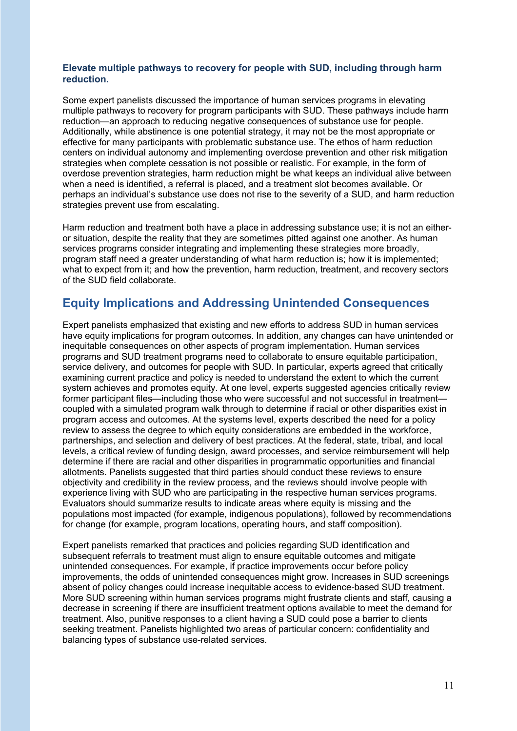**Elevate multiple pathways to recovery for people with SUD, including through harm reduction.**

Some expert panelists discussed the importance of human services programs in elevating multiple pathways to recovery for program participants with SUD. These pathways include harm reduction—an approach to reducing negative consequences of substance use for people. Additionally, while abstinence is one potential strategy, it may not be the most appropriate or effective for many participants with problematic substance use. The ethos of harm reduction centers on individual autonomy and implementing overdose prevention and other risk mitigation strategies when complete cessation is not possible or realistic. For example, in the form of overdose prevention strategies, harm reduction might be what keeps an individual alive between when a need is identified, a referral is placed, and a treatment slot becomes available. Or perhaps an individual's substance use does not rise to the severity of a SUD, and harm reduction strategies prevent use from escalating.

Harm reduction and treatment both have a place in addressing substance use; it is not an either-or situation, despite the reality that they are sometimes pitted against one another. As human services programs consider integrating and implementing these strategies more broadly, program staff need a greater understanding of what harm reduction is; how it is implemented; what to expect from it; and how the prevention, harm reduction, treatment, and recovery sectors of the SUD field collaborate.

## Equity Implications and Addressing Unintended Consequences

Expert panelists emphasized that existing and new efforts to address SUD in human services have equity implications for program outcomes. In addition, any changes can have unintended or inequitable consequences on other aspects of program implementation. Human services programs and SUD treatment programs need to collaborate to ensure equitable participation, service delivery, and outcomes for people with SUD. In particular, experts agreed that critically examining current practice and policy is needed to understand the extent to which the current system achieves and promotes equity. At one level, experts suggested agencies critically review former participant files—including those who were successful and not successful in treatment—coupled with a simulated program walk through to determine if racial or other disparities exist in program access and outcomes. At the systems level, experts described the need for a policy review to assess the degree to which equity considerations are embedded in the workforce, partnerships, and selection and delivery of best practices. At the federal, state, tribal, and local levels, a critical review of funding design, award processes, and service reimbursement will help determine if there are racial and other disparities in programmatic opportunities and financial allotments. Panelists suggested that third parties should conduct these reviews to ensure objectivity and credibility in the review process, and the reviews should involve people with experience living with SUD who are participating in the respective human services programs. Evaluators should summarize results to indicate areas where equity is missing and the populations most impacted (for example, indigenous populations), followed by recommendations for change (for example, program locations, operating hours, and staff composition).

Expert panelists remarked that practices and policies regarding SUD identification and subsequent referrals to treatment must align to ensure equitable outcomes and mitigate unintended consequences. For example, if practice improvements occur before policy improvements, the odds of unintended consequences might grow. Increases in SUD screenings absent of policy changes could increase inequitable access to evidence-based SUD treatment. More SUD screening within human services programs might frustrate clients and staff, causing a decrease in screening if there are insufficient treatment options available to meet the demand for treatment. Also, punitive responses to a client having a SUD could pose a barrier to clients seeking treatment. Panelists highlighted two areas of particular concern: confidentiality and balancing types of substance use-related services.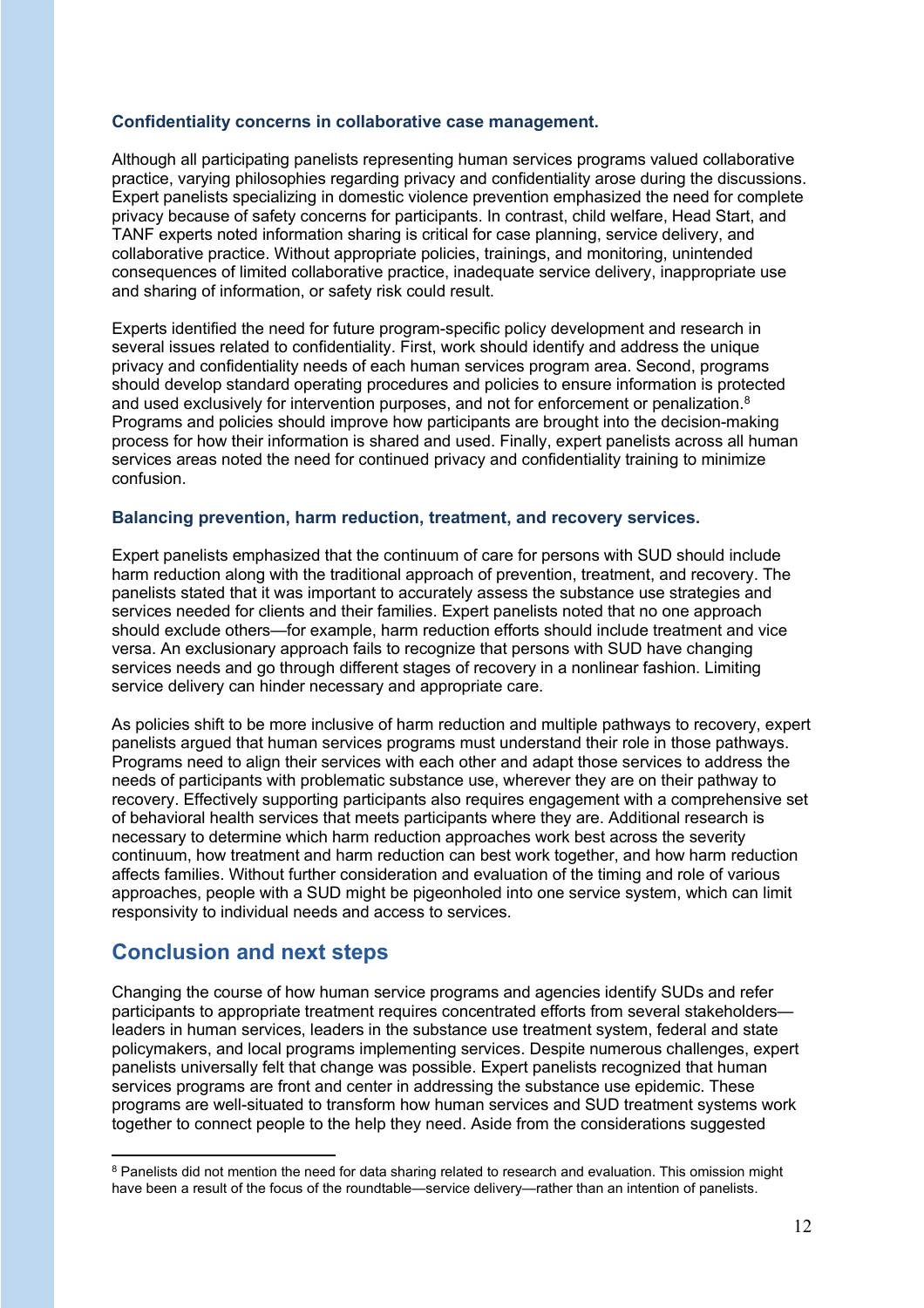#### Confidentiality concerns in collaborative case management.

Although all participating panelists representing human services programs valued collaborative practice, varying philosophies regarding privacy and confidentiality arose during the discussions. Expert panelists specializing in domestic violence prevention emphasized the need for complete privacy because of safety concerns for participants. In contrast, child welfare, Head Start, and TANF experts noted information sharing is critical for case planning, service delivery, and collaborative practice. Without appropriate policies, trainings, and monitoring, unintended consequences of limited collaborative practice, inadequate service delivery, inappropriate use and sharing of information, or safety risk could result.

Experts identified the need for future program-specific policy development and research in several issues related to confidentiality. First, work should identify and address the unique privacy and confidentiality needs of each human services program area. Second, programs should develop standard operating procedures and policies to ensure information is protected and used exclusively for intervention purposes, and not for enforcement or penalization.[8] Programs and policies should improve how participants are brought into the decision-making process for how their information is shared and used. Finally, expert panelists across all human services areas noted the need for continued privacy and confidentiality training to minimize confusion.

#### Balancing prevention, harm reduction, treatment, and recovery services.

Expert panelists emphasized that the continuum of care for persons with SUD should include harm reduction along with the traditional approach of prevention, treatment, and recovery. The panelists stated that it was important to accurately assess the substance use strategies and services needed for clients and their families. Expert panelists noted that no one approach should exclude others—for example, harm reduction efforts should include treatment and vice versa. An exclusionary approach fails to recognize that persons with SUD have changing services needs and go through different stages of recovery in a nonlinear fashion. Limiting service delivery can hinder necessary and appropriate care.

As policies shift to be more inclusive of harm reduction and multiple pathways to recovery, expert panelists argued that human services programs must understand their role in those pathways. Programs need to align their services with each other and adapt those services to address the needs of participants with problematic substance use, wherever they are on their pathway to recovery. Effectively supporting participants also requires engagement with a comprehensive set of behavioral health services that meets participants where they are. Additional research is necessary to determine which harm reduction approaches work best across the severity continuum, how treatment and harm reduction can best work together, and how harm reduction affects families. Without further consideration and evaluation of the timing and role of various approaches, people with a SUD might be pigeonholed into one service system, which can limit responsivity to individual needs and access to services.

## Conclusion and next steps

Changing the course of how human service programs and agencies identify SUDs and refer participants to appropriate treatment requires concentrated efforts from several stakeholders—leaders in human services, leaders in the substance use treatment system, federal and state policymakers, and local programs implementing services. Despite numerous challenges, expert panelists universally felt that change was possible. Expert panelists recognized that human services programs are front and center in addressing the substance use epidemic. These programs are well-situated to transform how human services and SUD treatment systems work together to connect people to the help they need. Aside from the considerations suggested

[8] Panelists did not mention the need for data sharing related to research and evaluation. This omission might have been a result of the focus of the roundtable—service delivery—rather than an intention of panelists.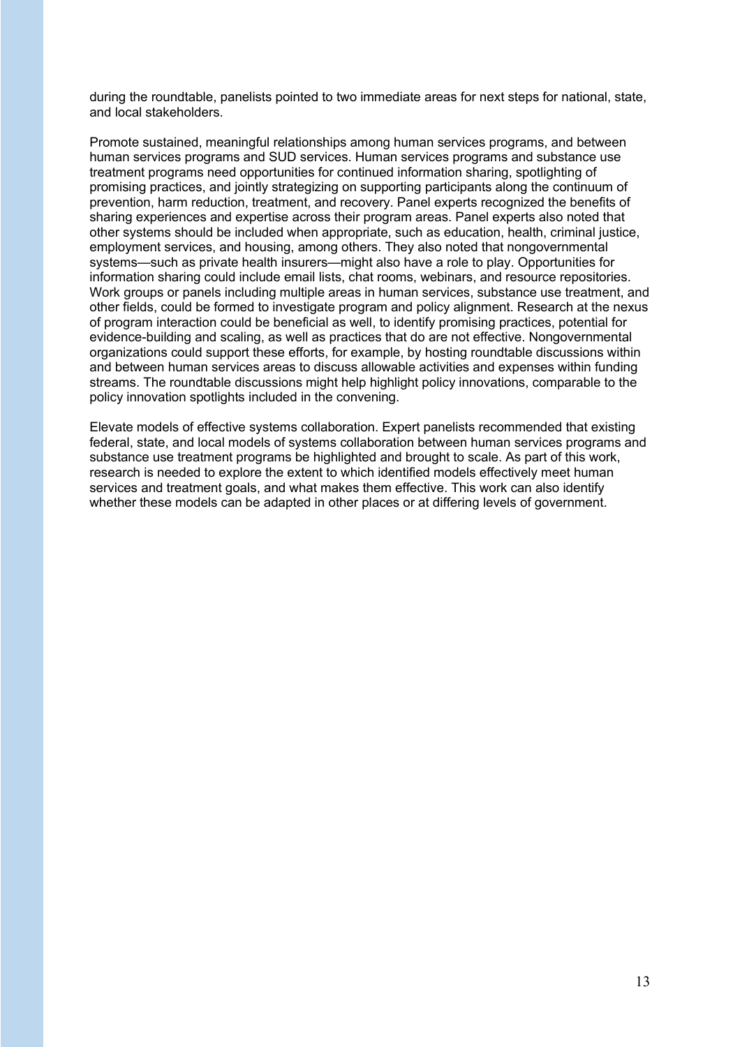during the roundtable, panelists pointed to two immediate areas for next steps for national, state, and local stakeholders.

Promote sustained, meaningful relationships among human services programs, and between human services programs and SUD services. Human services programs and substance use treatment programs need opportunities for continued information sharing, spotlighting of promising practices, and jointly strategizing on supporting participants along the continuum of prevention, harm reduction, treatment, and recovery. Panel experts recognized the benefits of sharing experiences and expertise across their program areas. Panel experts also noted that other systems should be included when appropriate, such as education, health, criminal justice, employment services, and housing, among others. They also noted that nongovernmental systems—such as private health insurers—might also have a role to play. Opportunities for information sharing could include email lists, chat rooms, webinars, and resource repositories. Work groups or panels including multiple areas in human services, substance use treatment, and other fields, could be formed to investigate program and policy alignment. Research at the nexus of program interaction could be beneficial as well, to identify promising practices, potential for evidence-building and scaling, as well as practices that do are not effective. Nongovernmental organizations could support these efforts, for example, by hosting roundtable discussions within and between human services areas to discuss allowable activities and expenses within funding streams. The roundtable discussions might help highlight policy innovations, comparable to the policy innovation spotlights included in the convening.

Elevate models of effective systems collaboration. Expert panelists recommended that existing federal, state, and local models of systems collaboration between human services programs and substance use treatment programs be highlighted and brought to scale. As part of this work, research is needed to explore the extent to which identified models effectively meet human services and treatment goals, and what makes them effective. This work can also identify whether these models can be adapted in other places or at differing levels of government.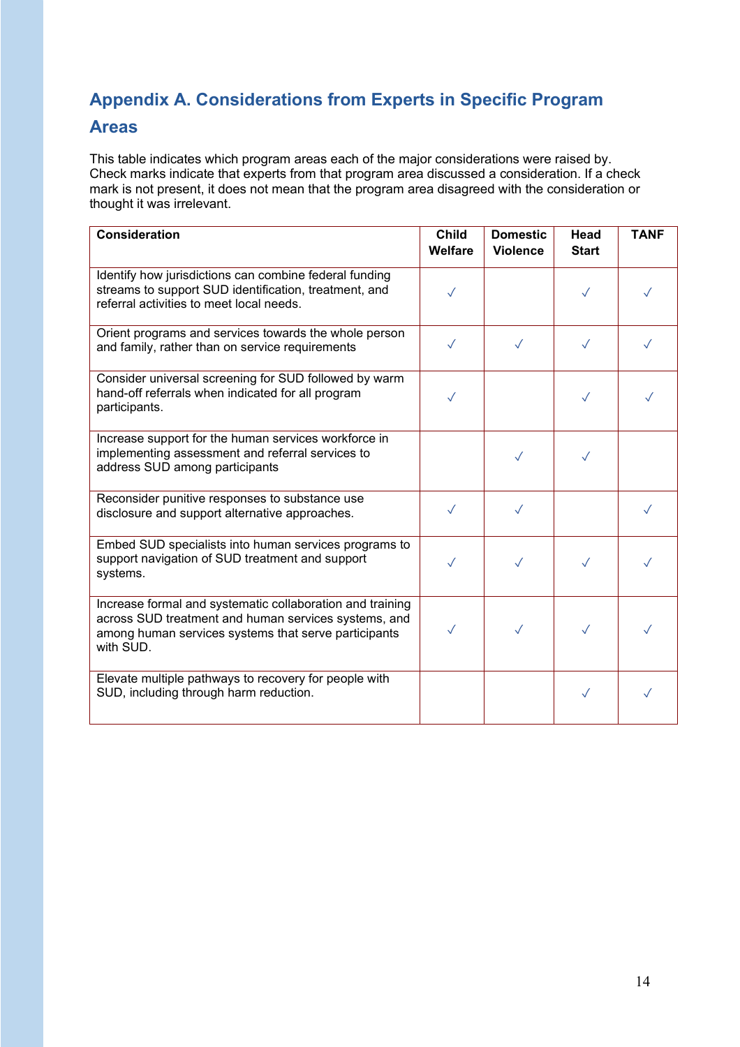## Appendix A. Considerations from Experts in Specific Program Areas

This table indicates which program areas each of the major considerations were raised by. Check marks indicate that experts from that program area discussed a consideration. If a check mark is not present, it does not mean that the program area disagreed with the consideration or thought it was irrelevant.

| Consideration | Child Welfare | Domestic Violence | Head Start | TANF |
|---|---|---|---|---|
| Identify how jurisdictions can combine federal funding streams to support SUD identification, treatment, and referral activities to meet local needs. | ✓ | | ✓ | ✓ |
| Orient programs and services towards the whole person and family, rather than on service requirements | ✓ | ✓ | ✓ | ✓ |
| Consider universal screening for SUD followed by warm hand-off referrals when indicated for all program participants. | ✓ | | ✓ | ✓ |
| Increase support for the human services workforce in implementing assessment and referral services to address SUD among participants | | ✓ | ✓ | |
| Reconsider punitive responses to substance use disclosure and support alternative approaches. | ✓ | ✓ | | ✓ |
| Embed SUD specialists into human services programs to support navigation of SUD treatment and support systems. | ✓ | ✓ | ✓ | ✓ |
| Increase formal and systematic collaboration and training across SUD treatment and human services systems, and among human services systems that serve participants with SUD. | ✓ | ✓ | ✓ | ✓ |
| Elevate multiple pathways to recovery for people with SUD, including through harm reduction. | | | ✓ | ✓ |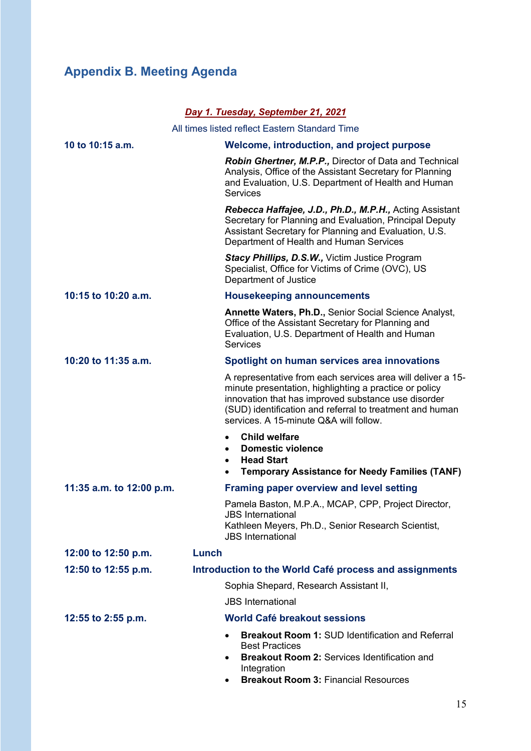## Appendix B. Meeting Agenda

***Day 1. Tuesday, September 21, 2021***

All times listed reflect Eastern Standard Time

**10 to 10:15 a.m.** — **Welcome, introduction, and project purpose**

***Robin Ghertner, M.P.P.,*** Director of Data and Technical Analysis, Office of the Assistant Secretary for Planning and Evaluation, U.S. Department of Health and Human Services

***Rebecca Haffajee, J.D., Ph.D., M.P.H.,*** Acting Assistant Secretary for Planning and Evaluation, Principal Deputy Assistant Secretary for Planning and Evaluation, U.S. Department of Health and Human Services

***Stacy Phillips, D.S.W.,*** Victim Justice Program Specialist, Office for Victims of Crime (OVC), US Department of Justice

**10:15 to 10:20 a.m.** — **Housekeeping announcements**

**Annette Waters, Ph.D.,** Senior Social Science Analyst, Office of the Assistant Secretary for Planning and Evaluation, U.S. Department of Health and Human Services

**10:20 to 11:35 a.m.** — **Spotlight on human services area innovations**

A representative from each services area will deliver a 15-minute presentation, highlighting a practice or policy innovation that has improved substance use disorder (SUD) identification and referral to treatment and human services. A 15-minute Q&A will follow.

- **Child welfare**
- **Domestic violence**
- **Head Start**
- **Temporary Assistance for Needy Families (TANF)**

**11:35 a.m. to 12:00 p.m.** — **Framing paper overview and level setting**

Pamela Baston, M.P.A., MCAP, CPP, Project Director, JBS International
Kathleen Meyers, Ph.D., Senior Research Scientist, JBS International

**12:00 to 12:50 p.m.** — **Lunch**

**12:50 to 12:55 p.m.** — **Introduction to the World Café process and assignments**

Sophia Shepard, Research Assistant II,

JBS International

**12:55 to 2:55 p.m.** — **World Café breakout sessions**

- **Breakout Room 1:** SUD Identification and Referral Best Practices
- **Breakout Room 2:** Services Identification and Integration
- **Breakout Room 3:** Financial Resources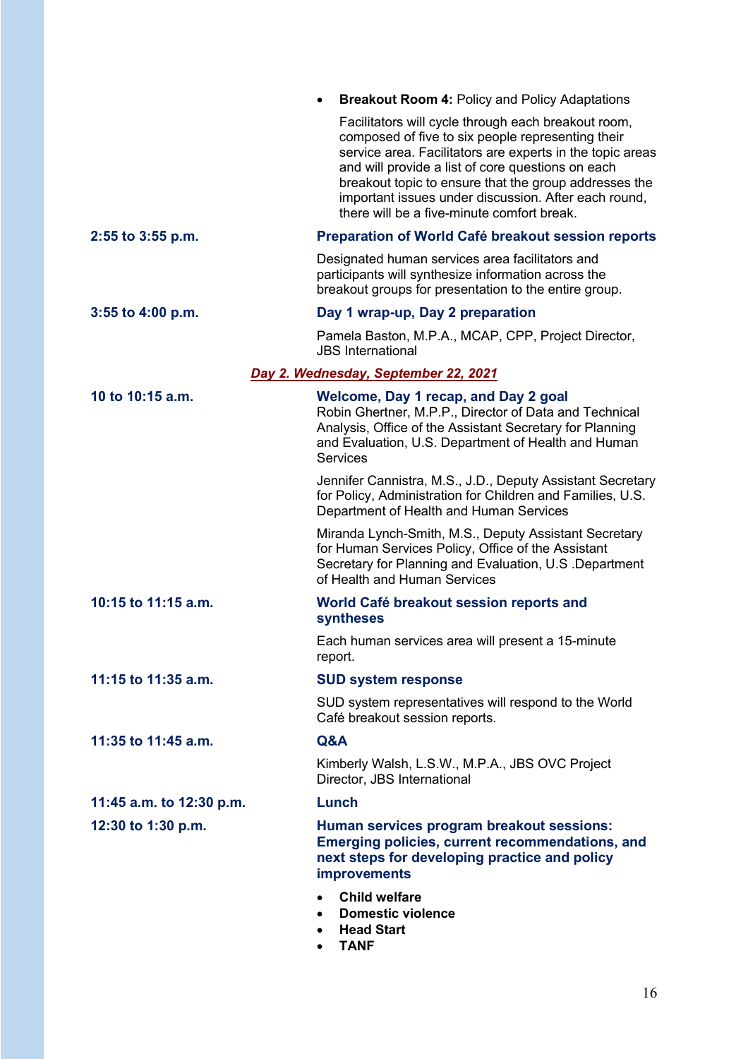- **Breakout Room 4:** Policy and Policy Adaptations

  Facilitators will cycle through each breakout room, composed of five to six people representing their service area. Facilitators are experts in the topic areas and will provide a list of core questions on each breakout topic to ensure that the group addresses the important issues under discussion. After each round, there will be a five-minute comfort break.

**2:55 to 3:55 p.m.** — **Preparation of World Café breakout session reports**

Designated human services area facilitators and participants will synthesize information across the breakout groups for presentation to the entire group.

**3:55 to 4:00 p.m.** — **Day 1 wrap-up, Day 2 preparation**

Pamela Baston, M.P.A., MCAP, CPP, Project Director, JBS International

## *Day 2. Wednesday, September 22, 2021*

**10 to 10:15 a.m.** — **Welcome, Day 1 recap, and Day 2 goal**

Robin Ghertner, M.P.P., Director of Data and Technical Analysis, Office of the Assistant Secretary for Planning and Evaluation, U.S. Department of Health and Human Services

Jennifer Cannistra, M.S., J.D., Deputy Assistant Secretary for Policy, Administration for Children and Families, U.S. Department of Health and Human Services

Miranda Lynch-Smith, M.S., Deputy Assistant Secretary for Human Services Policy, Office of the Assistant Secretary for Planning and Evaluation, U.S .Department of Health and Human Services

**10:15 to 11:15 a.m.** — **World Café breakout session reports and syntheses**

Each human services area will present a 15-minute report.

**11:15 to 11:35 a.m.** — **SUD system response**

SUD system representatives will respond to the World Café breakout session reports.

**11:35 to 11:45 a.m.** — **Q&A**

Kimberly Walsh, L.S.W., M.P.A., JBS OVC Project Director, JBS International

**11:45 a.m. to 12:30 p.m.** — **Lunch**

**12:30 to 1:30 p.m.** — **Human services program breakout sessions: Emerging policies, current recommendations, and next steps for developing practice and policy improvements**

- **Child welfare**
- **Domestic violence**
- **Head Start**
- **TANF**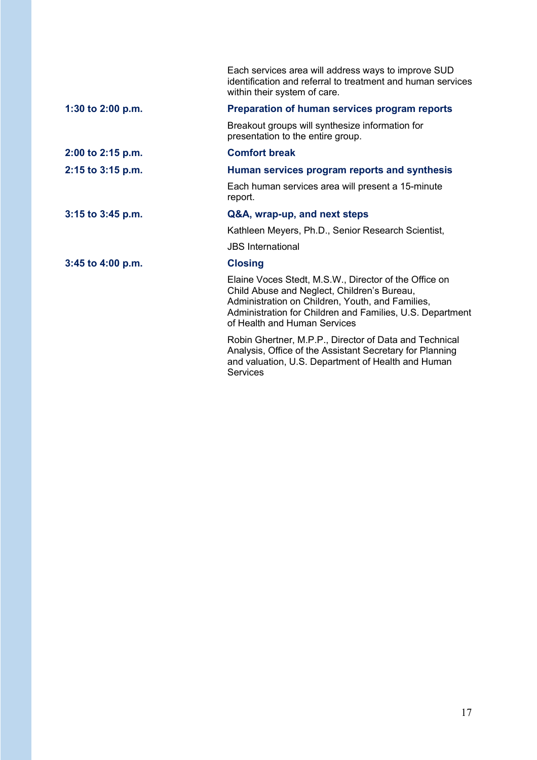Each services area will address ways to improve SUD identification and referral to treatment and human services within their system of care.

**1:30 to 2:00 p.m.** **Preparation of human services program reports**

Breakout groups will synthesize information for presentation to the entire group.

**2:00 to 2:15 p.m.** **Comfort break**

**2:15 to 3:15 p.m.** **Human services program reports and synthesis**

Each human services area will present a 15-minute report.

**3:15 to 3:45 p.m.** **Q&A, wrap-up, and next steps**

Kathleen Meyers, Ph.D., Senior Research Scientist,

JBS International

**3:45 to 4:00 p.m.** **Closing**

Elaine Voces Stedt, M.S.W., Director of the Office on Child Abuse and Neglect, Children's Bureau, Administration on Children, Youth, and Families, Administration for Children and Families, U.S. Department of Health and Human Services

Robin Ghertner, M.P.P., Director of Data and Technical Analysis, Office of the Assistant Secretary for Planning and valuation, U.S. Department of Health and Human Services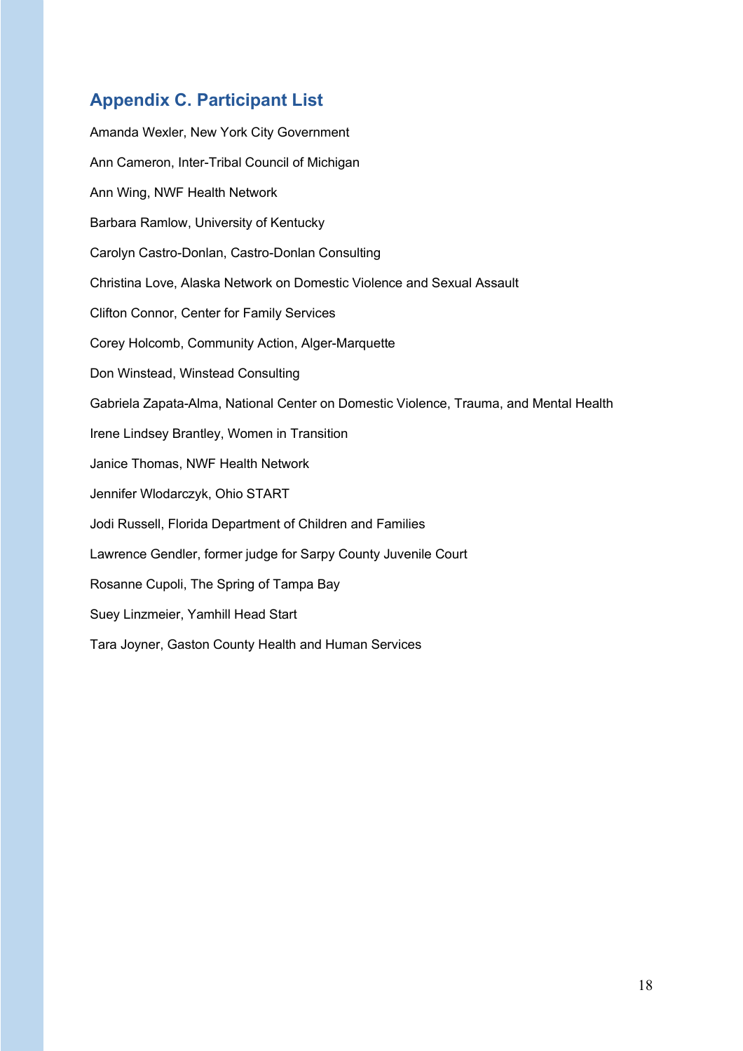## Appendix C. Participant List

Amanda Wexler, New York City Government

Ann Cameron, Inter-Tribal Council of Michigan

Ann Wing, NWF Health Network

Barbara Ramlow, University of Kentucky

Carolyn Castro-Donlan, Castro-Donlan Consulting

Christina Love, Alaska Network on Domestic Violence and Sexual Assault

Clifton Connor, Center for Family Services

Corey Holcomb, Community Action, Alger-Marquette

Don Winstead, Winstead Consulting

Gabriela Zapata-Alma, National Center on Domestic Violence, Trauma, and Mental Health

Irene Lindsey Brantley, Women in Transition

Janice Thomas, NWF Health Network

Jennifer Wlodarczyk, Ohio START

Jodi Russell, Florida Department of Children and Families

Lawrence Gendler, former judge for Sarpy County Juvenile Court

Rosanne Cupoli, The Spring of Tampa Bay

Suey Linzmeier, Yamhill Head Start

Tara Joyner, Gaston County Health and Human Services